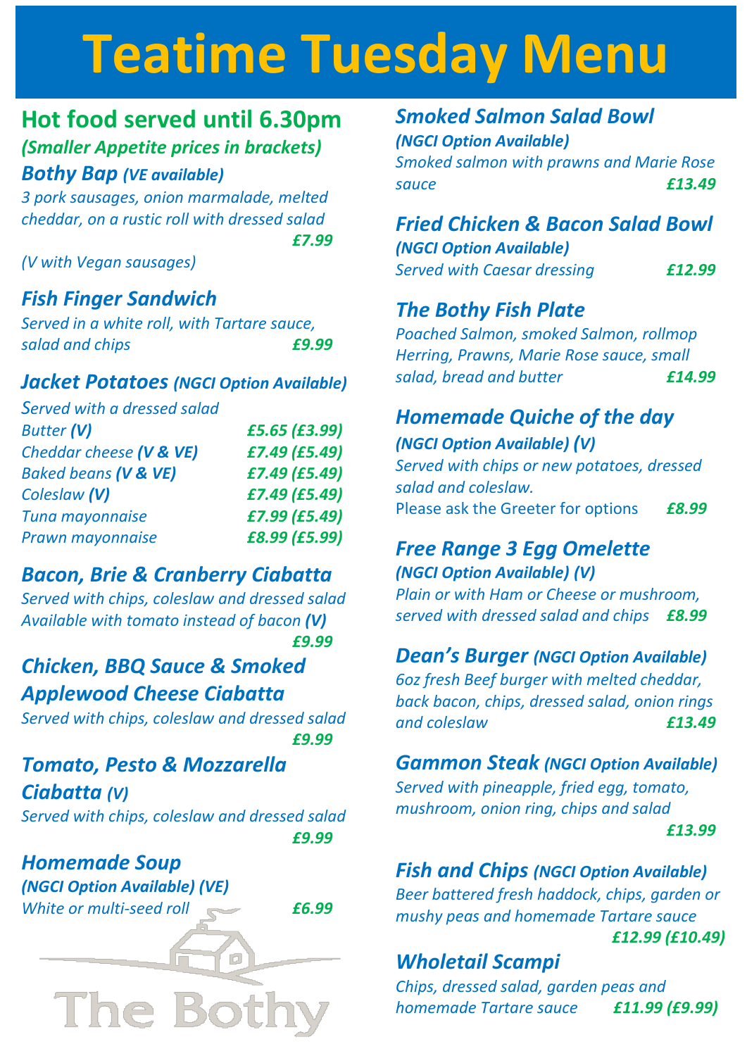# Teatime Tuesday Menu

## Hot food served until 6.30pm

***(Smaller Appetite prices in brackets)***

### *Bothy Bap (VE available)*

*3 pork sausages, onion marmalade, melted cheddar, on a rustic roll with dressed salad* ***£7.99***

*(V with Vegan sausages)*

### *Fish Finger Sandwich*

*Served in a white roll, with Tartare sauce, salad and chips* ***£9.99***

### *Jacket Potatoes (NGCI Option Available)*

Served with a dressed salad

| | |
|---|---|
| *Butter* **(V)** | ***£5.65 (£3.99)*** |
| *Cheddar cheese* **(V & VE)** | ***£7.49 (£5.49)*** |
| *Baked beans* **(V & VE)** | ***£7.49 (£5.49)*** |
| *Coleslaw* **(V)** | ***£7.49 (£5.49)*** |
| *Tuna mayonnaise* | ***£7.99 (£5.49)*** |
| *Prawn mayonnaise* | ***£8.99 (£5.99)*** |

### *Bacon, Brie & Cranberry Ciabatta*

*Served with chips, coleslaw and dressed salad*
*Available with tomato instead of bacon* **(V)**
***£9.99***

### *Chicken, BBQ Sauce & Smoked Applewood Cheese Ciabatta*

*Served with chips, coleslaw and dressed salad* ***£9.99***

### *Tomato, Pesto & Mozzarella Ciabatta (V)*

*Served with chips, coleslaw and dressed salad* ***£9.99***

### *Homemade Soup*

***(NGCI Option Available) (VE)***

*White or multi-seed roll* ***£6.99***

### *Smoked Salmon Salad Bowl*

***(NGCI Option Available)***

*Smoked salmon with prawns and Marie Rose sauce* ***£13.49***

### *Fried Chicken & Bacon Salad Bowl*

***(NGCI Option Available)***

*Served with Caesar dressing* ***£12.99***

### *The Bothy Fish Plate*

*Poached Salmon, smoked Salmon, rollmop Herring, Prawns, Marie Rose sauce, small salad, bread and butter* ***£14.99***

### *Homemade Quiche of the day*

***(NGCI Option Available) (V)***

*Served with chips or new potatoes, dressed salad and coleslaw.*
Please ask the Greeter for options ***£8.99***

### *Free Range 3 Egg Omelette*

***(NGCI Option Available) (V)***

*Plain or with Ham or Cheese or mushroom, served with dressed salad and chips* ***£8.99***

### *Dean's Burger (NGCI Option Available)*

*6oz fresh Beef burger with melted cheddar, back bacon, chips, dressed salad, onion rings and coleslaw* ***£13.49***

### *Gammon Steak (NGCI Option Available)*

*Served with pineapple, fried egg, tomato, mushroom, onion ring, chips and salad* ***£13.99***

### *Fish and Chips (NGCI Option Available)*

*Beer battered fresh haddock, chips, garden or mushy peas and homemade Tartare sauce* ***£12.99 (£10.49)***

### *Wholetail Scampi*

*Chips, dressed salad, garden peas and homemade Tartare sauce* ***£11.99 (£9.99)***

The Bothy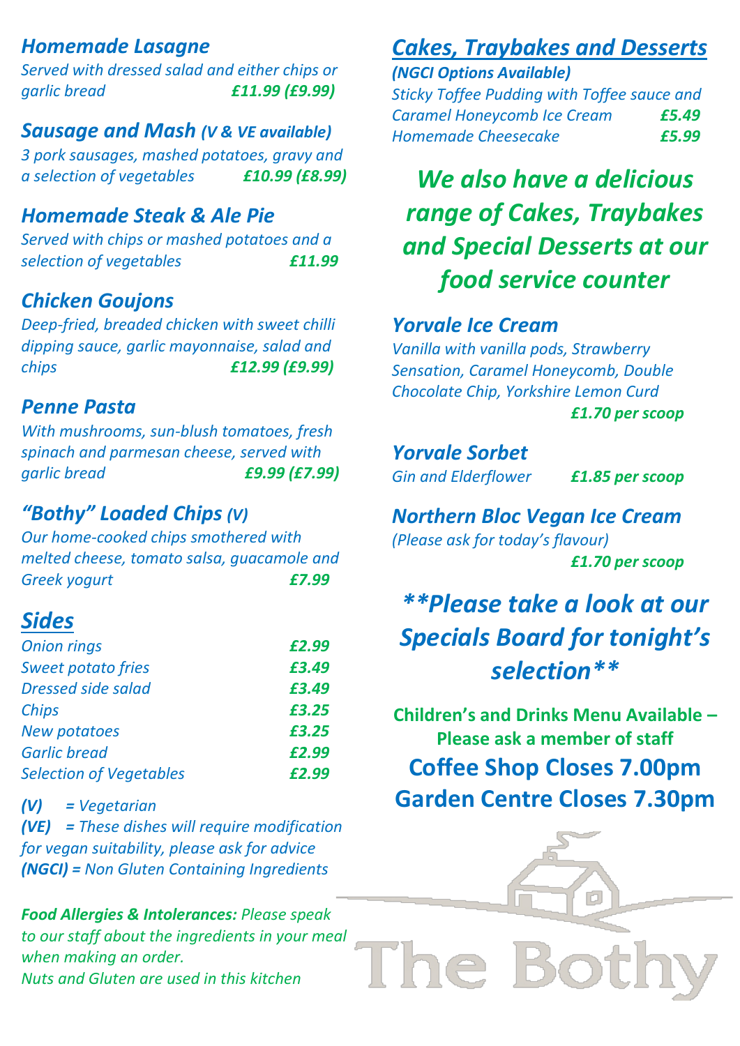## *Homemade Lasagne*

*Served with dressed salad and either chips or garlic bread* ***£11.99 (£9.99)***

## *Sausage and Mash (V & VE available)*

*3 pork sausages, mashed potatoes, gravy and a selection of vegetables* ***£10.99 (£8.99)***

## *Homemade Steak & Ale Pie*

*Served with chips or mashed potatoes and a selection of vegetables* ***£11.99***

## *Chicken Goujons*

*Deep-fried, breaded chicken with sweet chilli dipping sauce, garlic mayonnaise, salad and chips* ***£12.99 (£9.99)***

## *Penne Pasta*

*With mushrooms, sun-blush tomatoes, fresh spinach and parmesan cheese, served with garlic bread* ***£9.99 (£7.99)***

## *"Bothy" Loaded Chips (V)*

*Our home-cooked chips smothered with melted cheese, tomato salsa, guacamole and Greek yogurt* ***£7.99***

## *Sides*

| | |
|---|---|
| *Onion rings* | ***£2.99*** |
| *Sweet potato fries* | ***£3.49*** |
| *Dressed side salad* | ***£3.49*** |
| *Chips* | ***£3.25*** |
| *New potatoes* | ***£3.25*** |
| *Garlic bread* | ***£2.99*** |
| *Selection of Vegetables* | ***£2.99*** |

***(V)*** *= Vegetarian*
***(VE)*** *= These dishes will require modification for vegan suitability, please ask for advice*
***(NGCI)*** *= Non Gluten Containing Ingredients*

***Food Allergies & Intolerances:*** *Please speak to our staff about the ingredients in your meal when making an order.*
*Nuts and Gluten are used in this kitchen*

## *Cakes, Traybakes and Desserts*

***(NGCI Options Available)***

| | |
|---|---|
| *Sticky Toffee Pudding with Toffee sauce and Caramel Honeycomb Ice Cream* | ***£5.49*** |
| *Homemade Cheesecake* | ***£5.99*** |

## *We also have a delicious range of Cakes, Traybakes and Special Desserts at our food service counter*

## *Yorvale Ice Cream*

*Vanilla with vanilla pods, Strawberry Sensation, Caramel Honeycomb, Double Chocolate Chip, Yorkshire Lemon Curd*
***£1.70 per scoop***

## *Yorvale Sorbet*

*Gin and Elderflower* ***£1.85 per scoop***

## *Northern Bloc Vegan Ice Cream*

*(Please ask for today's flavour)*
***£1.70 per scoop***

## *\**Please take a look at our Specials Board for tonight's selection\*\**

**Children's and Drinks Menu Available – Please ask a member of staff**

**Coffee Shop Closes 7.00pm**

**Garden Centre Closes 7.30pm**

The Bothy